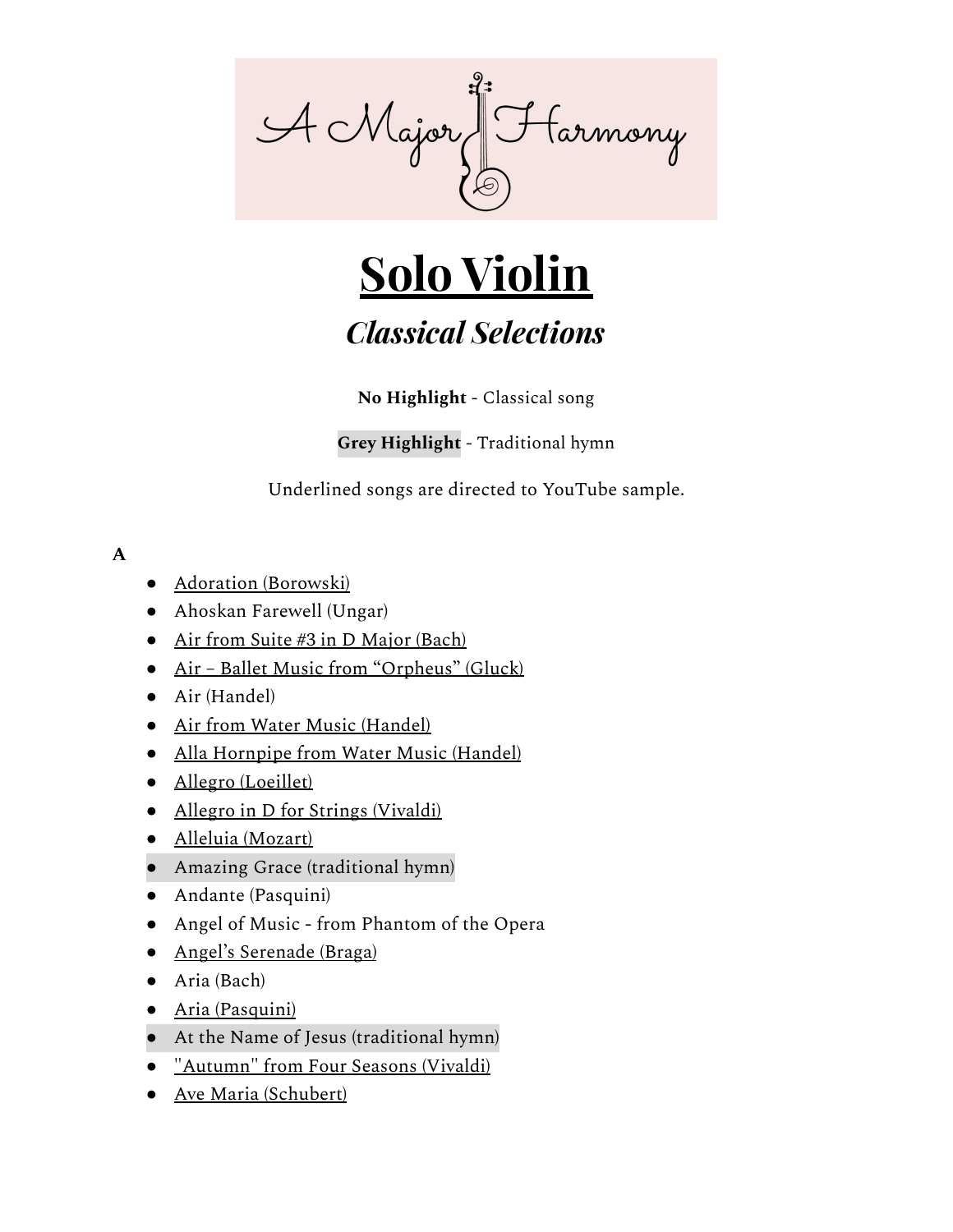A Major Harmony

# Solo Violin

## *Classical Selections*

**No Highlight** - Classical song

**Grey Highlight** - Traditional hymn

Underlined songs are directed to YouTube sample.

**A**

- Adoration (Borowski)
- Ahoskan Farewell (Ungar)
- Air from Suite #3 in D Major (Bach)
- Air – Ballet Music from "Orpheus" (Gluck)
- Air (Handel)
- Air from Water Music (Handel)
- Alla Hornpipe from Water Music (Handel)
- Allegro (Loeillet)
- Allegro in D for Strings (Vivaldi)
- Alleluia (Mozart)
- Amazing Grace (traditional hymn)
- Andante (Pasquini)
- Angel of Music - from Phantom of the Opera
- Angel's Serenade (Braga)
- Aria (Bach)
- Aria (Pasquini)
- At the Name of Jesus (traditional hymn)
- "Autumn" from Four Seasons (Vivaldi)
- Ave Maria (Schubert)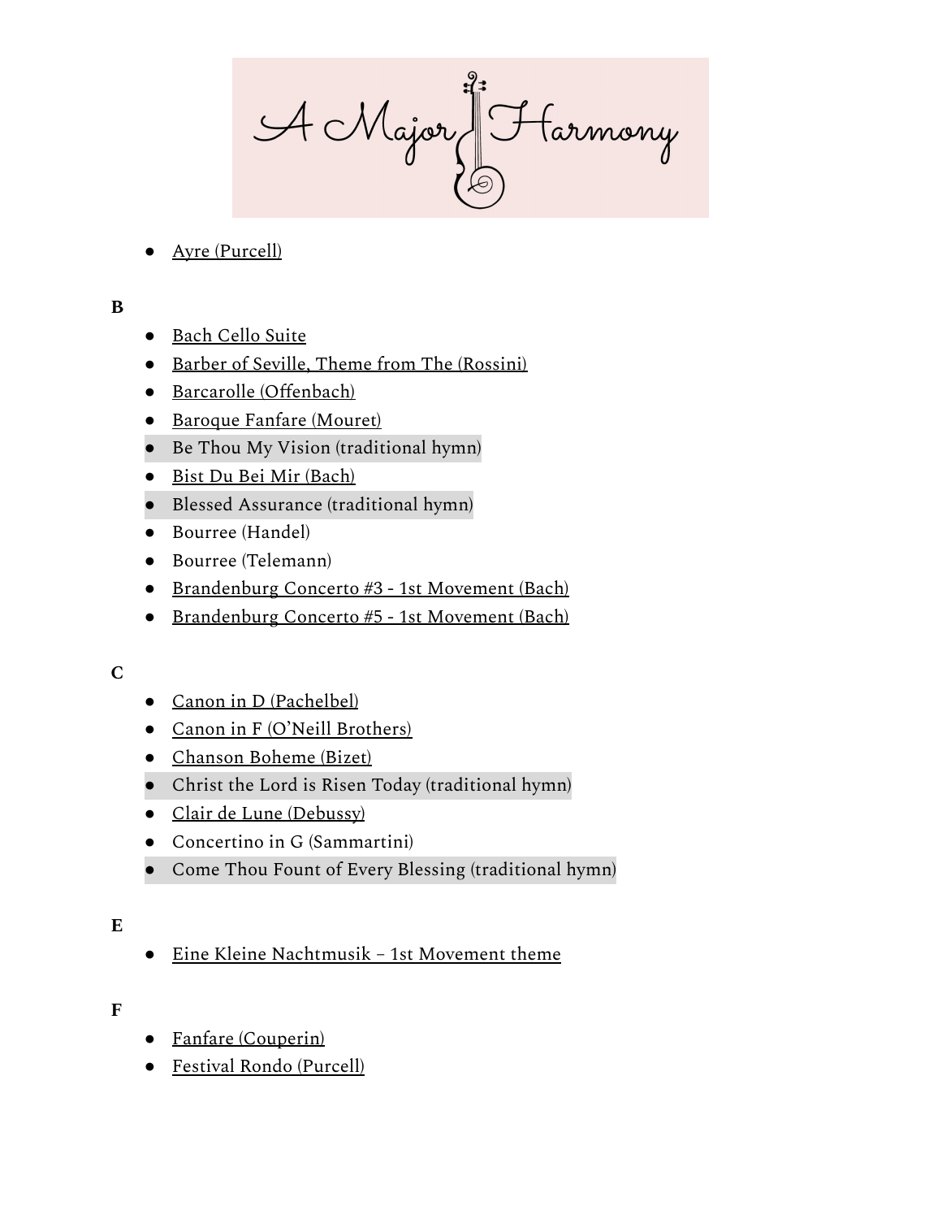- Ayre (Purcell)

**B**

- Bach Cello Suite
- Barber of Seville, Theme from The (Rossini)
- Barcarolle (Offenbach)
- Baroque Fanfare (Mouret)
- Be Thou My Vision (traditional hymn)
- Bist Du Bei Mir (Bach)
- Blessed Assurance (traditional hymn)
- Bourree (Handel)
- Bourree (Telemann)
- Brandenburg Concerto #3 - 1st Movement (Bach)
- Brandenburg Concerto #5 - 1st Movement (Bach)

**C**

- Canon in D (Pachelbel)
- Canon in F (O'Neill Brothers)
- Chanson Boheme (Bizet)
- Christ the Lord is Risen Today (traditional hymn)
- Clair de Lune (Debussy)
- Concertino in G (Sammartini)
- Come Thou Fount of Every Blessing (traditional hymn)

**E**

- Eine Kleine Nachtmusik – 1st Movement theme

**F**

- Fanfare (Couperin)
- Festival Rondo (Purcell)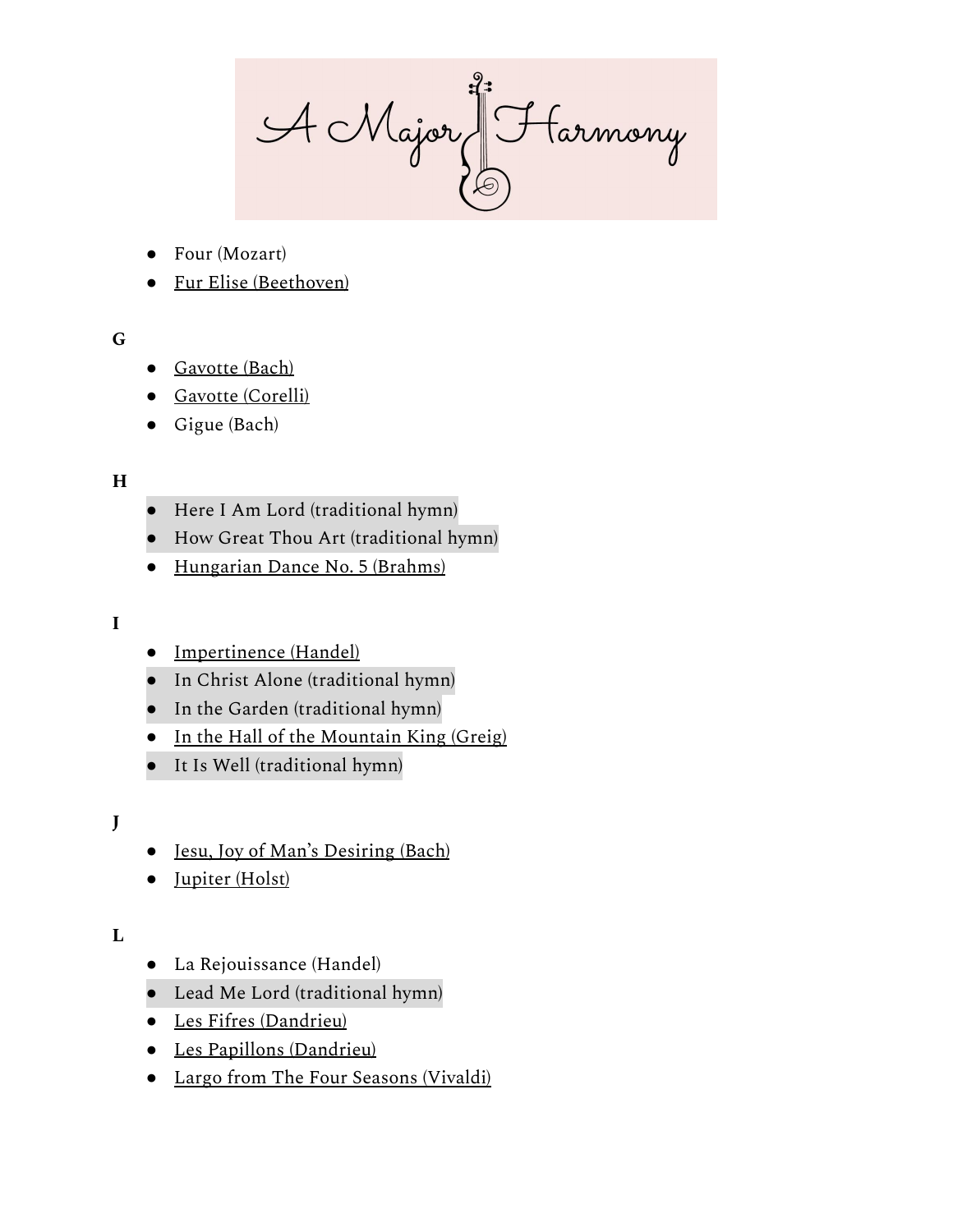- Four (Mozart)
- Fur Elise (Beethoven)

**G**

- Gavotte (Bach)
- Gavotte (Corelli)
- Gigue (Bach)

**H**

- Here I Am Lord (traditional hymn)
- How Great Thou Art (traditional hymn)
- Hungarian Dance No. 5 (Brahms)

**I**

- Impertinence (Handel)
- In Christ Alone (traditional hymn)
- In the Garden (traditional hymn)
- In the Hall of the Mountain King (Greig)
- It Is Well (traditional hymn)

**J**

- Jesu, Joy of Man's Desiring (Bach)
- Jupiter (Holst)

**L**

- La Rejouissance (Handel)
- Lead Me Lord (traditional hymn)
- Les Fifres (Dandrieu)
- Les Papillons (Dandrieu)
- Largo from The Four Seasons (Vivaldi)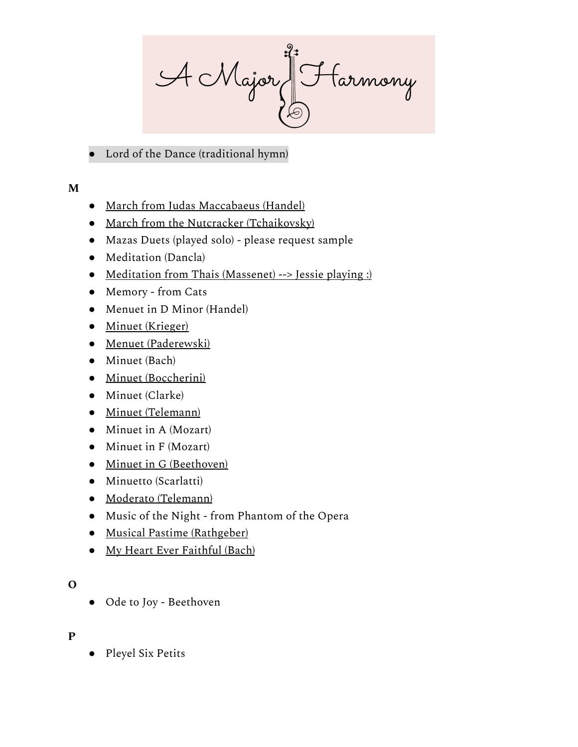- Lord of the Dance (traditional hymn)

**M**

- March from Judas Maccabaeus (Handel)
- March from the Nutcracker (Tchaikovsky)
- Mazas Duets (played solo) - please request sample
- Meditation (Dancla)
- Meditation from Thais (Massenet) --> Jessie playing :)
- Memory - from Cats
- Menuet in D Minor (Handel)
- Minuet (Krieger)
- Menuet (Paderewski)
- Minuet (Bach)
- Minuet (Boccherini)
- Minuet (Clarke)
- Minuet (Telemann)
- Minuet in A (Mozart)
- Minuet in F (Mozart)
- Minuet in G (Beethoven)
- Minuetto (Scarlatti)
- Moderato (Telemann)
- Music of the Night - from Phantom of the Opera
- Musical Pastime (Rathgeber)
- My Heart Ever Faithful (Bach)

**O**

- Ode to Joy - Beethoven

**P**

- Pleyel Six Petits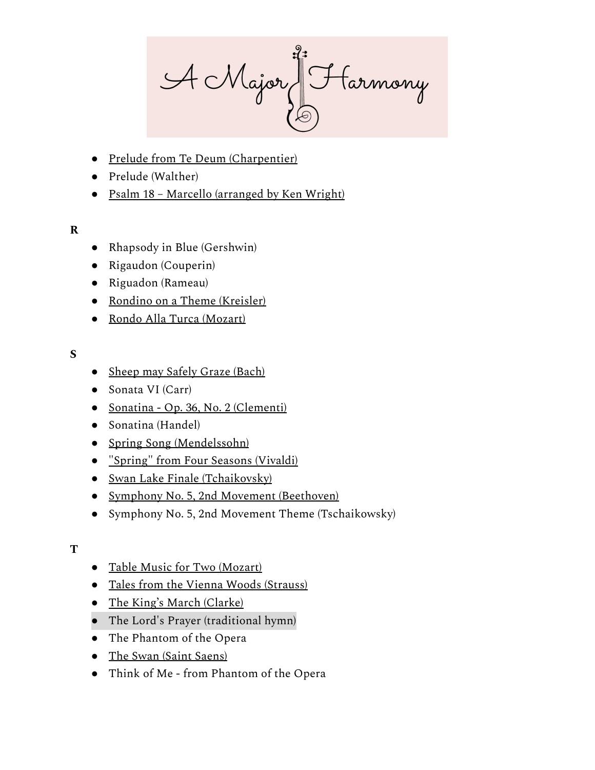- Prelude from Te Deum (Charpentier)
- Prelude (Walther)
- Psalm 18 – Marcello (arranged by Ken Wright)

**R**

- Rhapsody in Blue (Gershwin)
- Rigaudon (Couperin)
- Riguadon (Rameau)
- Rondino on a Theme (Kreisler)
- Rondo Alla Turca (Mozart)

**S**

- Sheep may Safely Graze (Bach)
- Sonata VI (Carr)
- Sonatina - Op. 36, No. 2 (Clementi)
- Sonatina (Handel)
- Spring Song (Mendelssohn)
- "Spring" from Four Seasons (Vivaldi)
- Swan Lake Finale (Tchaikovsky)
- Symphony No. 5, 2nd Movement (Beethoven)
- Symphony No. 5, 2nd Movement Theme (Tschaikowsky)

**T**

- Table Music for Two (Mozart)
- Tales from the Vienna Woods (Strauss)
- The King's March (Clarke)
- The Lord's Prayer (traditional hymn)
- The Phantom of the Opera
- The Swan (Saint Saens)
- Think of Me - from Phantom of the Opera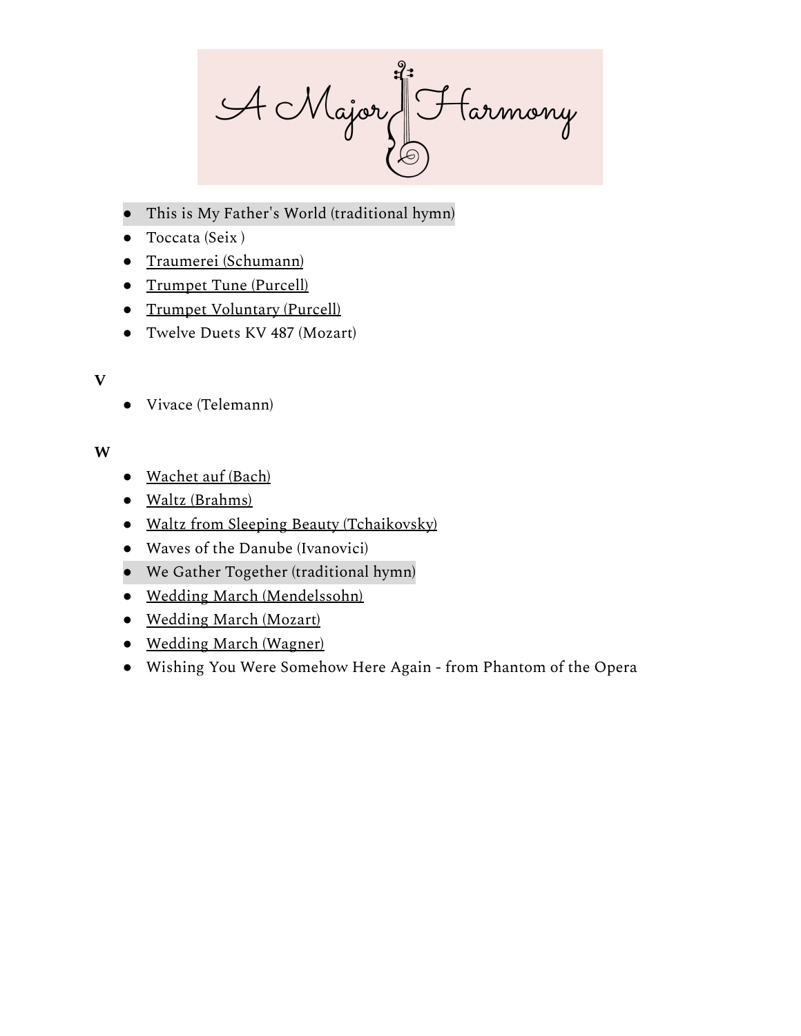- This is My Father's World (traditional hymn)
- Toccata (Seix )
- Traumerei (Schumann)
- Trumpet Tune (Purcell)
- Trumpet Voluntary (Purcell)
- Twelve Duets KV 487 (Mozart)

**V**

- Vivace (Telemann)

**W**

- Wachet auf (Bach)
- Waltz (Brahms)
- Waltz from Sleeping Beauty (Tchaikovsky)
- Waves of the Danube (Ivanovici)
- We Gather Together (traditional hymn)
- Wedding March (Mendelssohn)
- Wedding March (Mozart)
- Wedding March (Wagner)
- Wishing You Were Somehow Here Again - from Phantom of the Opera